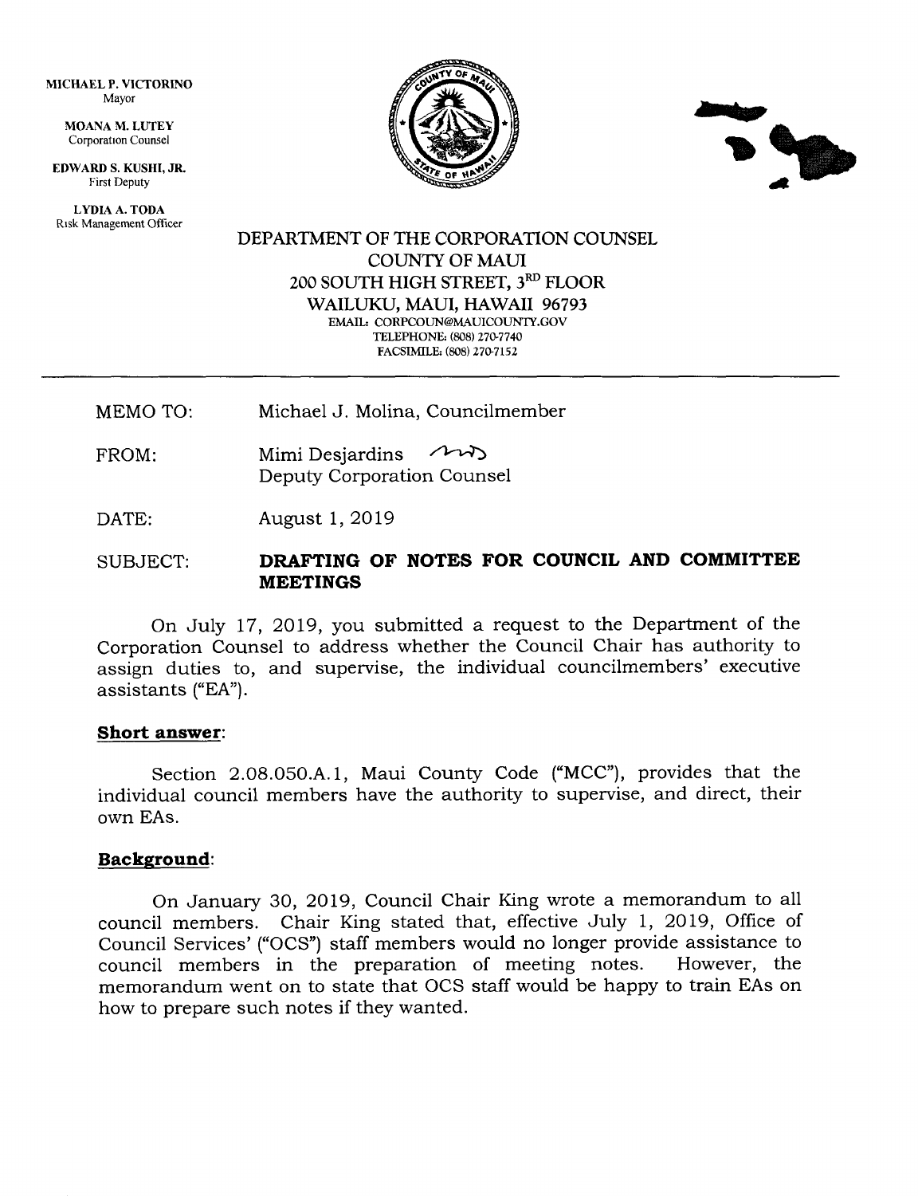MICHAEL P. VICTORINO
Mayor

MOANA M. LUTEY
Corporation Counsel

EDWARD S. KUSHI, JR.
First Deputy

LYDIA A. TODA
Risk Management Officer

DEPARTMENT OF THE CORPORATION COUNSEL
COUNTY OF MAUI
200 SOUTH HIGH STREET, 3RD FLOOR
WAILUKU, MAUI, HAWAII 96793
EMAIL: CORPCOUN@MAUICOUNTY.GOV
TELEPHONE: (808) 270-7740
FACSIMILE: (808) 270-7152

---

MEMO TO: Michael J. Molina, Councilmember

FROM: Mimi Desjardins
Deputy Corporation Counsel

DATE: August 1, 2019

SUBJECT: **DRAFTING OF NOTES FOR COUNCIL AND COMMITTEE MEETINGS**

On July 17, 2019, you submitted a request to the Department of the Corporation Counsel to address whether the Council Chair has authority to assign duties to, and supervise, the individual councilmembers' executive assistants ("EA").

**Short answer**:

Section 2.08.050.A.1, Maui County Code ("MCC"), provides that the individual council members have the authority to supervise, and direct, their own EAs.

**Background**:

On January 30, 2019, Council Chair King wrote a memorandum to all council members. Chair King stated that, effective July 1, 2019, Office of Council Services' ("OCS") staff members would no longer provide assistance to council members in the preparation of meeting notes. However, the memorandum went on to state that OCS staff would be happy to train EAs on how to prepare such notes if they wanted.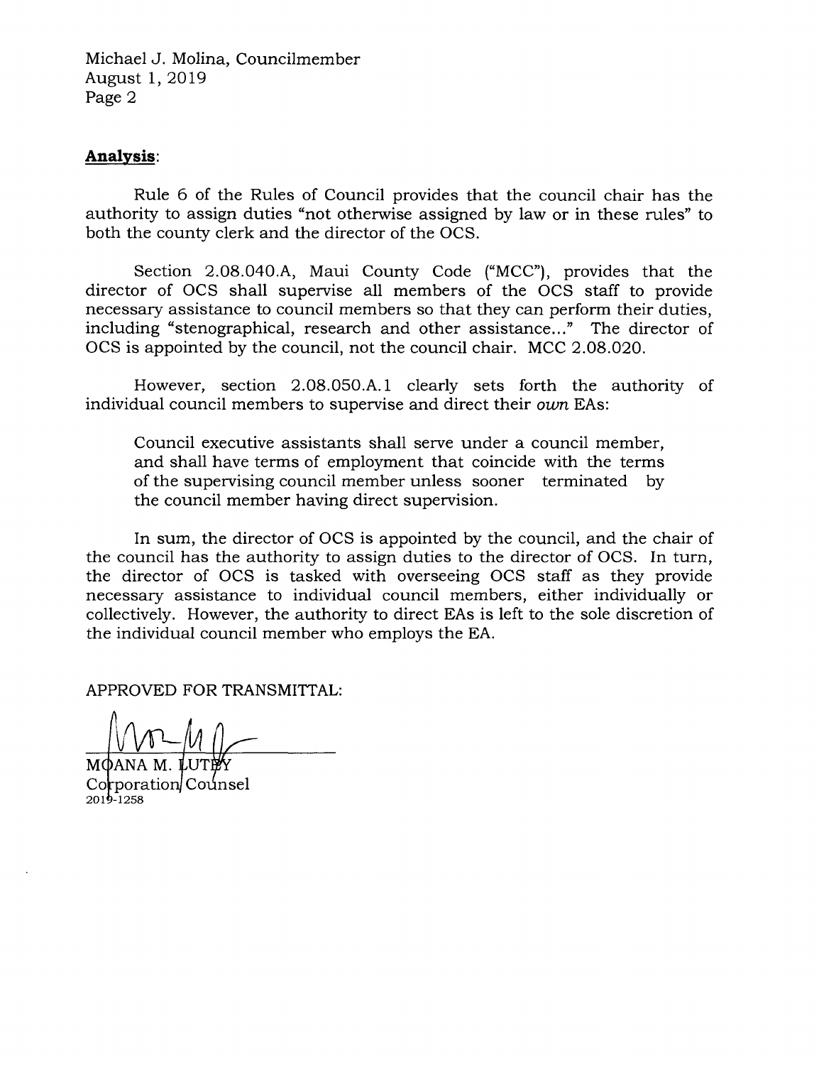**Analysis**:

Rule 6 of the Rules of Council provides that the council chair has the authority to assign duties "not otherwise assigned by law or in these rules" to both the county clerk and the director of the OCS.

Section 2.08.040.A, Maui County Code ("MCC"), provides that the director of OCS shall supervise all members of the OCS staff to provide necessary assistance to council members so that they can perform their duties, including "stenographical, research and other assistance..." The director of OCS is appointed by the council, not the council chair. MCC 2.08.020.

However, section 2.08.050.A.1 clearly sets forth the authority of individual council members to supervise and direct their *own* EAs:

> Council executive assistants shall serve under a council member, and shall have terms of employment that coincide with the terms of the supervising council member unless sooner terminated by the council member having direct supervision.

In sum, the director of OCS is appointed by the council, and the chair of the council has the authority to assign duties to the director of OCS. In turn, the director of OCS is tasked with overseeing OCS staff as they provide necessary assistance to individual council members, either individually or collectively. However, the authority to direct EAs is left to the sole discretion of the individual council member who employs the EA.

APPROVED FOR TRANSMITTAL:

MOANA M. LUTEY
Corporation Counsel
2019-1258